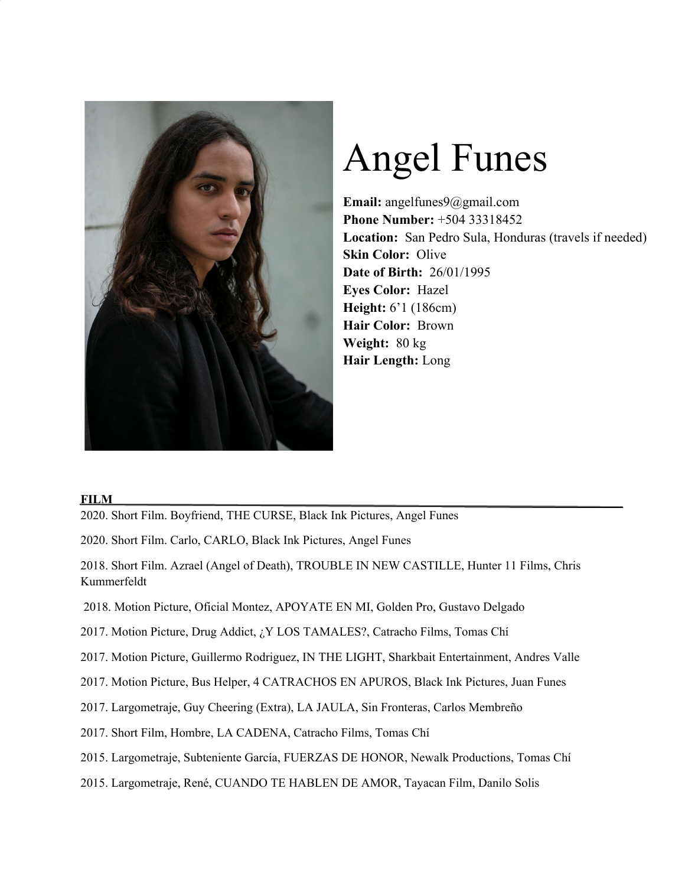# Angel Funes

**Email:** angelfunes9@gmail.com
**Phone Number:** +504 33318452
**Location:** San Pedro Sula, Honduras (travels if needed)
**Skin Color:** Olive
**Date of Birth:** 26/01/1995
**Eyes Color:** Hazel
**Height:** 6'1 (186cm)
**Hair Color:** Brown
**Weight:** 80 kg
**Hair Length:** Long

## FILM

2020. Short Film. Boyfriend, THE CURSE, Black Ink Pictures, Angel Funes

2020. Short Film. Carlo, CARLO, Black Ink Pictures, Angel Funes

2018. Short Film. Azrael (Angel of Death), TROUBLE IN NEW CASTILLE, Hunter 11 Films, Chris Kummerfeldt

2018. Motion Picture, Oficial Montez, APOYATE EN MI, Golden Pro, Gustavo Delgado

2017. Motion Picture, Drug Addict, ¿Y LOS TAMALES?, Catracho Films, Tomas Chí

2017. Motion Picture, Guillermo Rodriguez, IN THE LIGHT, Sharkbait Entertainment, Andres Valle

2017. Motion Picture, Bus Helper, 4 CATRACHOS EN APUROS, Black Ink Pictures, Juan Funes

2017. Largometraje, Guy Cheering (Extra), LA JAULA, Sin Fronteras, Carlos Membreño

2017. Short Film, Hombre, LA CADENA, Catracho Films, Tomas Chí

2015. Largometraje, Subteniente García, FUERZAS DE HONOR, Newalk Productions, Tomas Chí

2015. Largometraje, René, CUANDO TE HABLEN DE AMOR, Tayacan Film, Danilo Solis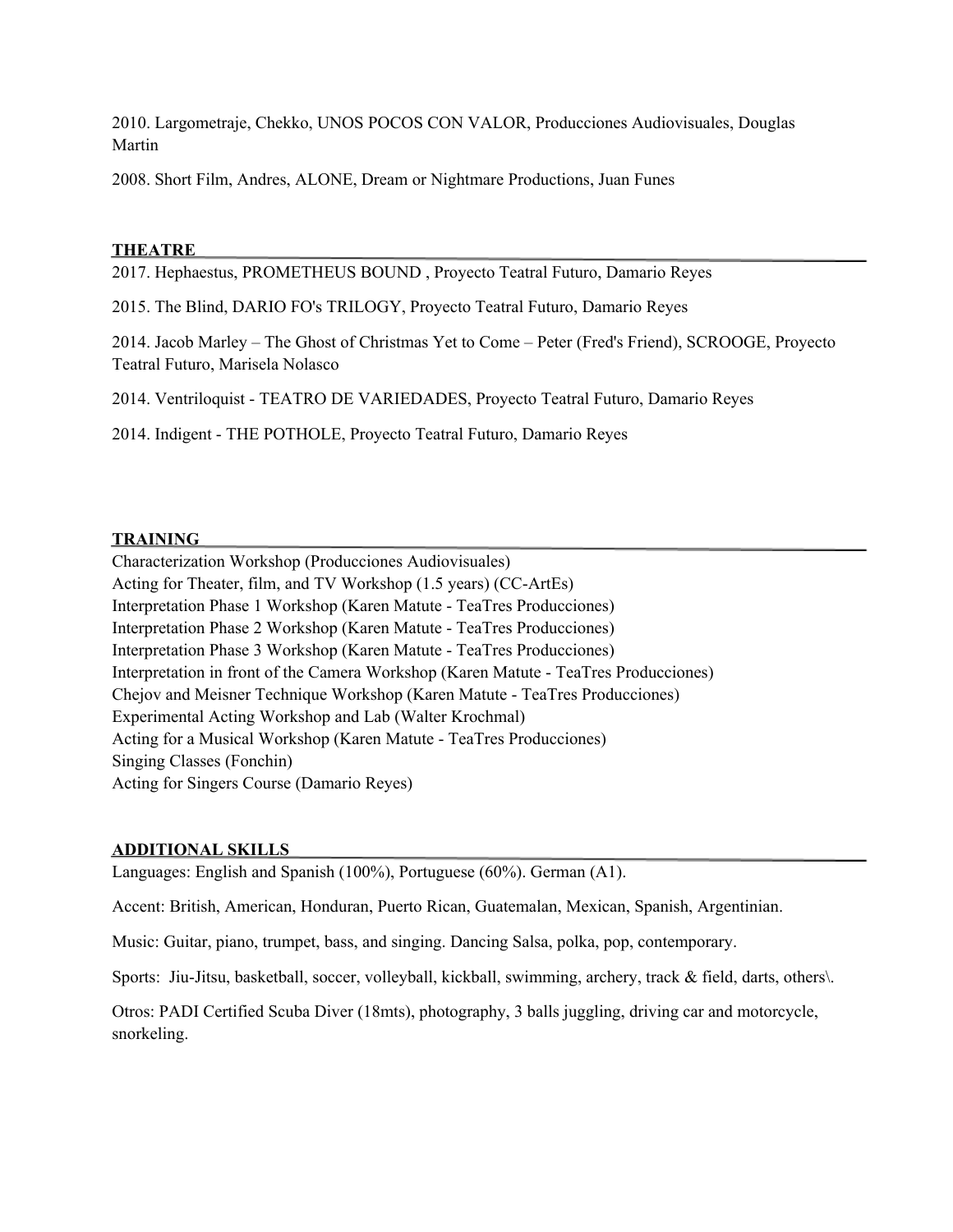2010. Largometraje, Chekko, UNOS POCOS CON VALOR, Producciones Audiovisuales, Douglas Martin

2008. Short Film, Andres, ALONE, Dream or Nightmare Productions, Juan Funes

## THEATRE

2017. Hephaestus, PROMETHEUS BOUND , Proyecto Teatral Futuro, Damario Reyes

2015. The Blind, DARIO FO's TRILOGY, Proyecto Teatral Futuro, Damario Reyes

2014. Jacob Marley – The Ghost of Christmas Yet to Come – Peter (Fred's Friend), SCROOGE, Proyecto Teatral Futuro, Marisela Nolasco

2014. Ventriloquist - TEATRO DE VARIEDADES, Proyecto Teatral Futuro, Damario Reyes

2014. Indigent - THE POTHOLE, Proyecto Teatral Futuro, Damario Reyes

## TRAINING

Characterization Workshop (Producciones Audiovisuales)
Acting for Theater, film, and TV Workshop (1.5 years) (CC-ArtEs)
Interpretation Phase 1 Workshop (Karen Matute - TeaTres Producciones)
Interpretation Phase 2 Workshop (Karen Matute - TeaTres Producciones)
Interpretation Phase 3 Workshop (Karen Matute - TeaTres Producciones)
Interpretation in front of the Camera Workshop (Karen Matute - TeaTres Producciones)
Chejov and Meisner Technique Workshop (Karen Matute - TeaTres Producciones)
Experimental Acting Workshop and Lab (Walter Krochmal)
Acting for a Musical Workshop (Karen Matute - TeaTres Producciones)
Singing Classes (Fonchin)
Acting for Singers Course (Damario Reyes)

## ADDITIONAL SKILLS

Languages: English and Spanish (100%), Portuguese (60%). German (A1).

Accent: British, American, Honduran, Puerto Rican, Guatemalan, Mexican, Spanish, Argentinian.

Music: Guitar, piano, trumpet, bass, and singing. Dancing Salsa, polka, pop, contemporary.

Sports: Jiu-Jitsu, basketball, soccer, volleyball, kickball, swimming, archery, track & field, darts, others\.

Otros: PADI Certified Scuba Diver (18mts), photography, 3 balls juggling, driving car and motorcycle, snorkeling.